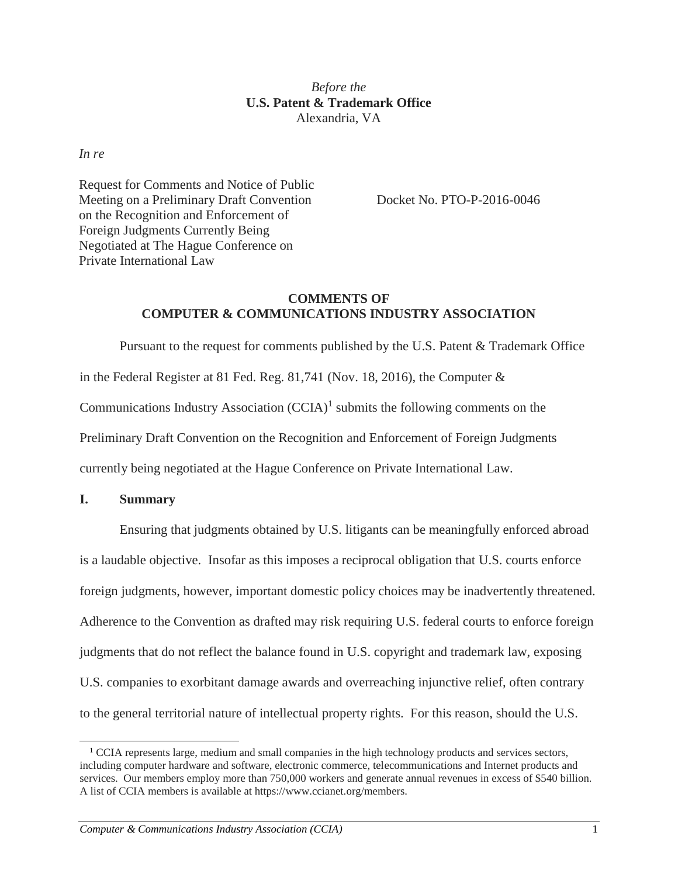*Before the*
**U.S. Patent & Trademark Office**
Alexandria, VA

*In re*

Request for Comments and Notice of Public Meeting on a Preliminary Draft Convention on the Recognition and Enforcement of Foreign Judgments Currently Being Negotiated at The Hague Conference on Private International Law

Docket No. PTO-P-2016-0046

**COMMENTS OF**
**COMPUTER & COMMUNICATIONS INDUSTRY ASSOCIATION**

Pursuant to the request for comments published by the U.S. Patent & Trademark Office in the Federal Register at 81 Fed. Reg. 81,741 (Nov. 18, 2016), the Computer & Communications Industry Association (CCIA)[1] submits the following comments on the Preliminary Draft Convention on the Recognition and Enforcement of Foreign Judgments currently being negotiated at the Hague Conference on Private International Law.

## I. Summary

Ensuring that judgments obtained by U.S. litigants can be meaningfully enforced abroad is a laudable objective. Insofar as this imposes a reciprocal obligation that U.S. courts enforce foreign judgments, however, important domestic policy choices may be inadvertently threatened. Adherence to the Convention as drafted may risk requiring U.S. federal courts to enforce foreign judgments that do not reflect the balance found in U.S. copyright and trademark law, exposing U.S. companies to exorbitant damage awards and overreaching injunctive relief, often contrary to the general territorial nature of intellectual property rights. For this reason, should the U.S.

[1] CCIA represents large, medium and small companies in the high technology products and services sectors, including computer hardware and software, electronic commerce, telecommunications and Internet products and services. Our members employ more than 750,000 workers and generate annual revenues in excess of $540 billion. A list of CCIA members is available at https://www.ccianet.org/members.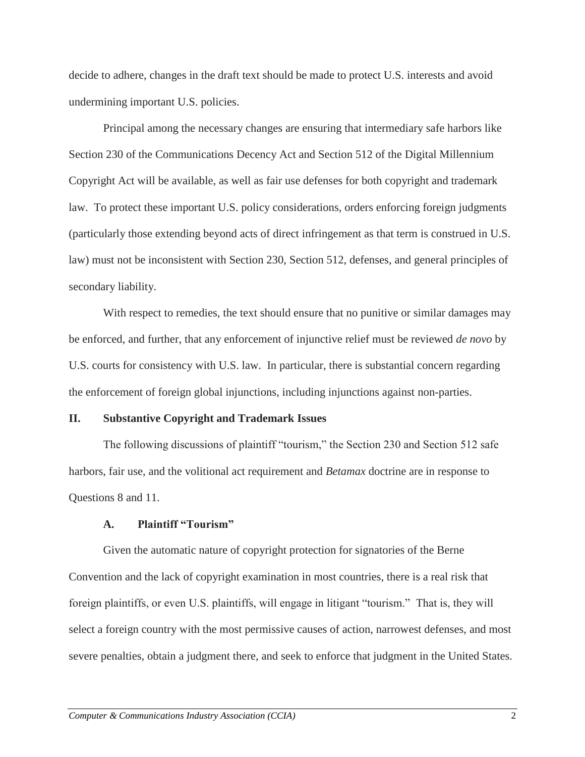decide to adhere, changes in the draft text should be made to protect U.S. interests and avoid undermining important U.S. policies.

Principal among the necessary changes are ensuring that intermediary safe harbors like Section 230 of the Communications Decency Act and Section 512 of the Digital Millennium Copyright Act will be available, as well as fair use defenses for both copyright and trademark law. To protect these important U.S. policy considerations, orders enforcing foreign judgments (particularly those extending beyond acts of direct infringement as that term is construed in U.S. law) must not be inconsistent with Section 230, Section 512, defenses, and general principles of secondary liability.

With respect to remedies, the text should ensure that no punitive or similar damages may be enforced, and further, that any enforcement of injunctive relief must be reviewed *de novo* by U.S. courts for consistency with U.S. law. In particular, there is substantial concern regarding the enforcement of foreign global injunctions, including injunctions against non-parties.

## II. Substantive Copyright and Trademark Issues

The following discussions of plaintiff "tourism," the Section 230 and Section 512 safe harbors, fair use, and the volitional act requirement and *Betamax* doctrine are in response to Questions 8 and 11.

### A. Plaintiff "Tourism"

Given the automatic nature of copyright protection for signatories of the Berne Convention and the lack of copyright examination in most countries, there is a real risk that foreign plaintiffs, or even U.S. plaintiffs, will engage in litigant "tourism." That is, they will select a foreign country with the most permissive causes of action, narrowest defenses, and most severe penalties, obtain a judgment there, and seek to enforce that judgment in the United States.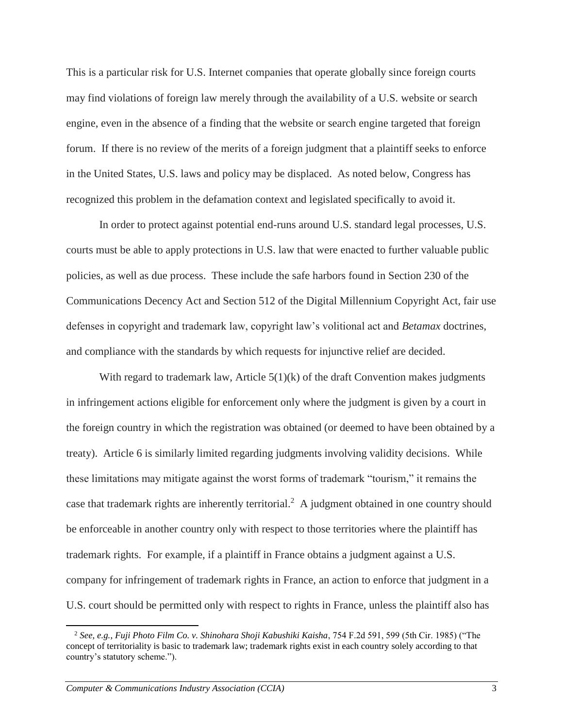This is a particular risk for U.S. Internet companies that operate globally since foreign courts may find violations of foreign law merely through the availability of a U.S. website or search engine, even in the absence of a finding that the website or search engine targeted that foreign forum. If there is no review of the merits of a foreign judgment that a plaintiff seeks to enforce in the United States, U.S. laws and policy may be displaced. As noted below, Congress has recognized this problem in the defamation context and legislated specifically to avoid it.

In order to protect against potential end-runs around U.S. standard legal processes, U.S. courts must be able to apply protections in U.S. law that were enacted to further valuable public policies, as well as due process. These include the safe harbors found in Section 230 of the Communications Decency Act and Section 512 of the Digital Millennium Copyright Act, fair use defenses in copyright and trademark law, copyright law's volitional act and *Betamax* doctrines, and compliance with the standards by which requests for injunctive relief are decided.

With regard to trademark law, Article 5(1)(k) of the draft Convention makes judgments in infringement actions eligible for enforcement only where the judgment is given by a court in the foreign country in which the registration was obtained (or deemed to have been obtained by a treaty). Article 6 is similarly limited regarding judgments involving validity decisions. While these limitations may mitigate against the worst forms of trademark "tourism," it remains the case that trademark rights are inherently territorial.[2] A judgment obtained in one country should be enforceable in another country only with respect to those territories where the plaintiff has trademark rights. For example, if a plaintiff in France obtains a judgment against a U.S. company for infringement of trademark rights in France, an action to enforce that judgment in a U.S. court should be permitted only with respect to rights in France, unless the plaintiff also has

---

[2] *See, e.g.*, *Fuji Photo Film Co. v. Shinohara Shoji Kabushiki Kaisha*, 754 F.2d 591, 599 (5th Cir. 1985) ("The concept of territoriality is basic to trademark law; trademark rights exist in each country solely according to that country's statutory scheme.").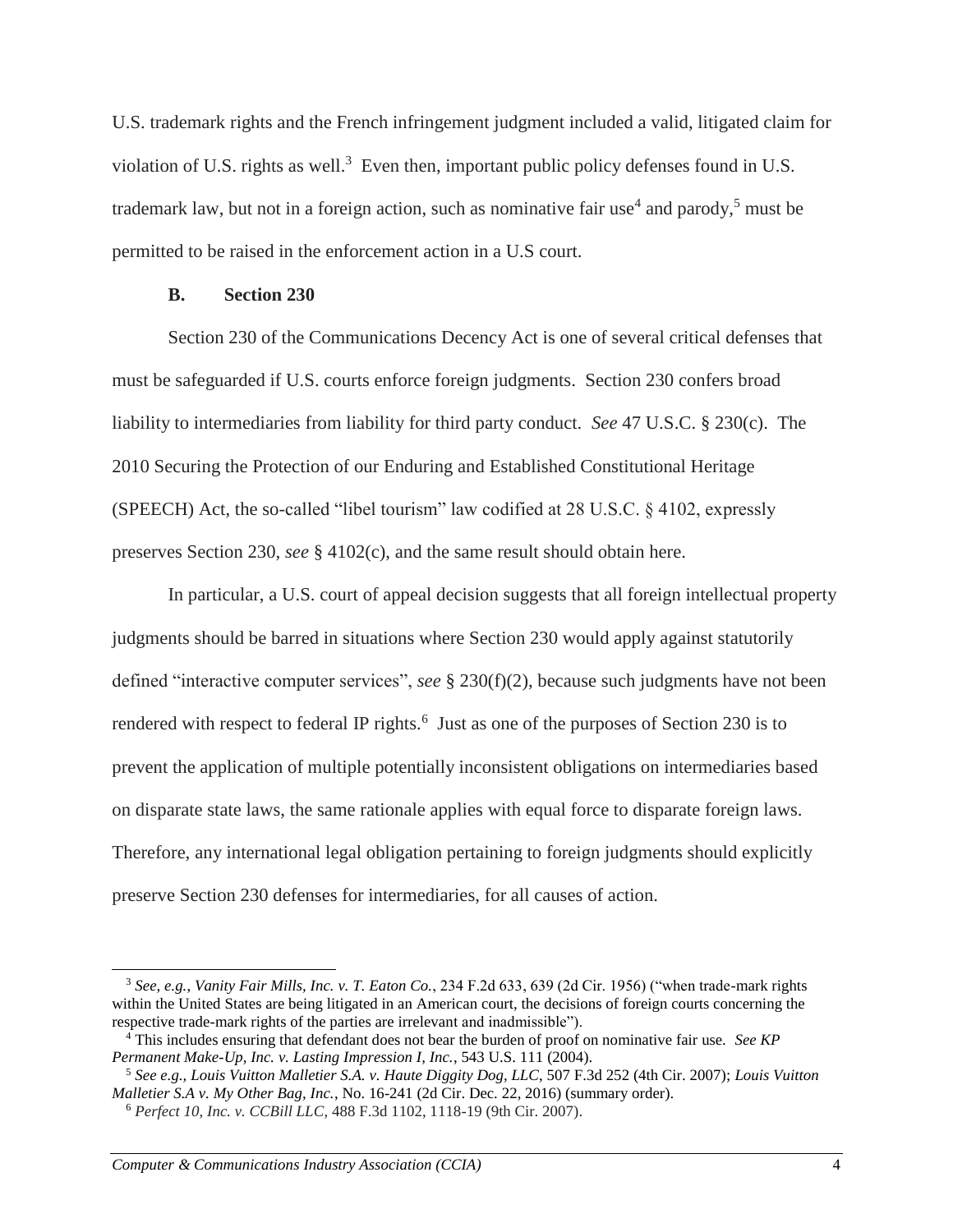U.S. trademark rights and the French infringement judgment included a valid, litigated claim for violation of U.S. rights as well.[3] Even then, important public policy defenses found in U.S. trademark law, but not in a foreign action, such as nominative fair use[4] and parody,[5] must be permitted to be raised in the enforcement action in a U.S court.

### B. Section 230

Section 230 of the Communications Decency Act is one of several critical defenses that must be safeguarded if U.S. courts enforce foreign judgments. Section 230 confers broad liability to intermediaries from liability for third party conduct. *See* 47 U.S.C. § 230(c). The 2010 Securing the Protection of our Enduring and Established Constitutional Heritage (SPEECH) Act, the so-called "libel tourism" law codified at 28 U.S.C. § 4102, expressly preserves Section 230, *see* § 4102(c), and the same result should obtain here.

In particular, a U.S. court of appeal decision suggests that all foreign intellectual property judgments should be barred in situations where Section 230 would apply against statutorily defined "interactive computer services", *see* § 230(f)(2), because such judgments have not been rendered with respect to federal IP rights.[6] Just as one of the purposes of Section 230 is to prevent the application of multiple potentially inconsistent obligations on intermediaries based on disparate state laws, the same rationale applies with equal force to disparate foreign laws. Therefore, any international legal obligation pertaining to foreign judgments should explicitly preserve Section 230 defenses for intermediaries, for all causes of action.

---

[3] *See, e.g., Vanity Fair Mills, Inc. v. T. Eaton Co.*, 234 F.2d 633, 639 (2d Cir. 1956) ("when trade-mark rights within the United States are being litigated in an American court, the decisions of foreign courts concerning the respective trade-mark rights of the parties are irrelevant and inadmissible").

[4] This includes ensuring that defendant does not bear the burden of proof on nominative fair use. *See KP Permanent Make-Up, Inc. v. Lasting Impression I, Inc.*, 543 U.S. 111 (2004).

[5] *See e.g., Louis Vuitton Malletier S.A. v. Haute Diggity Dog, LLC*, 507 F.3d 252 (4th Cir. 2007); *Louis Vuitton Malletier S.A v. My Other Bag, Inc.*, No. 16-241 (2d Cir. Dec. 22, 2016) (summary order).

[6] *Perfect 10, Inc. v. CCBill LLC*, 488 F.3d 1102, 1118-19 (9th Cir. 2007).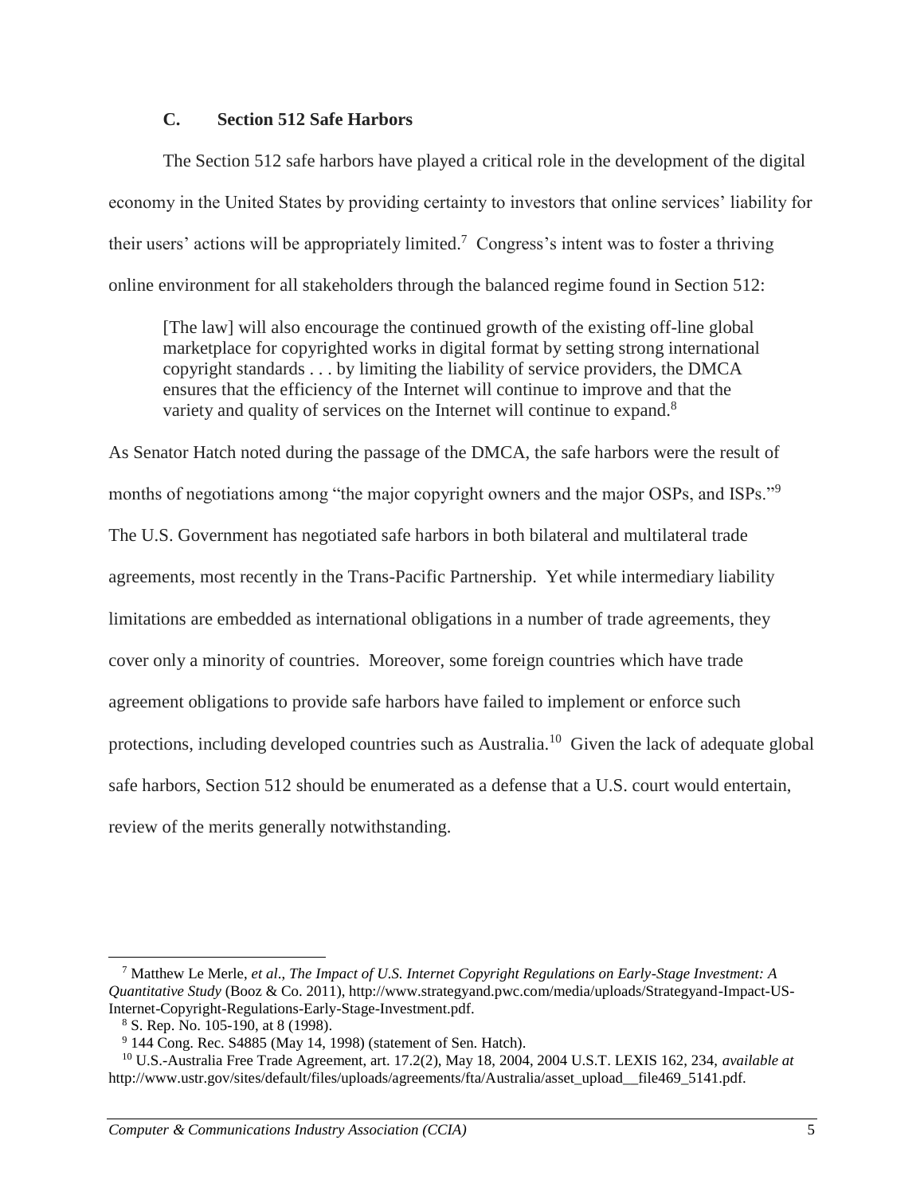### C. Section 512 Safe Harbors

The Section 512 safe harbors have played a critical role in the development of the digital economy in the United States by providing certainty to investors that online services' liability for their users' actions will be appropriately limited.[7] Congress's intent was to foster a thriving online environment for all stakeholders through the balanced regime found in Section 512:

> [The law] will also encourage the continued growth of the existing off-line global marketplace for copyrighted works in digital format by setting strong international copyright standards . . . by limiting the liability of service providers, the DMCA ensures that the efficiency of the Internet will continue to improve and that the variety and quality of services on the Internet will continue to expand.[8]

As Senator Hatch noted during the passage of the DMCA, the safe harbors were the result of months of negotiations among "the major copyright owners and the major OSPs, and ISPs."[9] The U.S. Government has negotiated safe harbors in both bilateral and multilateral trade agreements, most recently in the Trans-Pacific Partnership. Yet while intermediary liability limitations are embedded as international obligations in a number of trade agreements, they cover only a minority of countries. Moreover, some foreign countries which have trade agreement obligations to provide safe harbors have failed to implement or enforce such protections, including developed countries such as Australia.[10] Given the lack of adequate global safe harbors, Section 512 should be enumerated as a defense that a U.S. court would entertain, review of the merits generally notwithstanding.

---

[7] Matthew Le Merle, *et al*., *The Impact of U.S. Internet Copyright Regulations on Early-Stage Investment: A Quantitative Study* (Booz & Co. 2011), http://www.strategyand.pwc.com/media/uploads/Strategyand-Impact-US-Internet-Copyright-Regulations-Early-Stage-Investment.pdf.

[8] S. Rep. No. 105-190, at 8 (1998).

[9] 144 Cong. Rec. S4885 (May 14, 1998) (statement of Sen. Hatch).

[10] U.S.-Australia Free Trade Agreement, art. 17.2(2), May 18, 2004, 2004 U.S.T. LEXIS 162, 234, *available at* http://www.ustr.gov/sites/default/files/uploads/agreements/fta/Australia/asset_upload__file469_5141.pdf.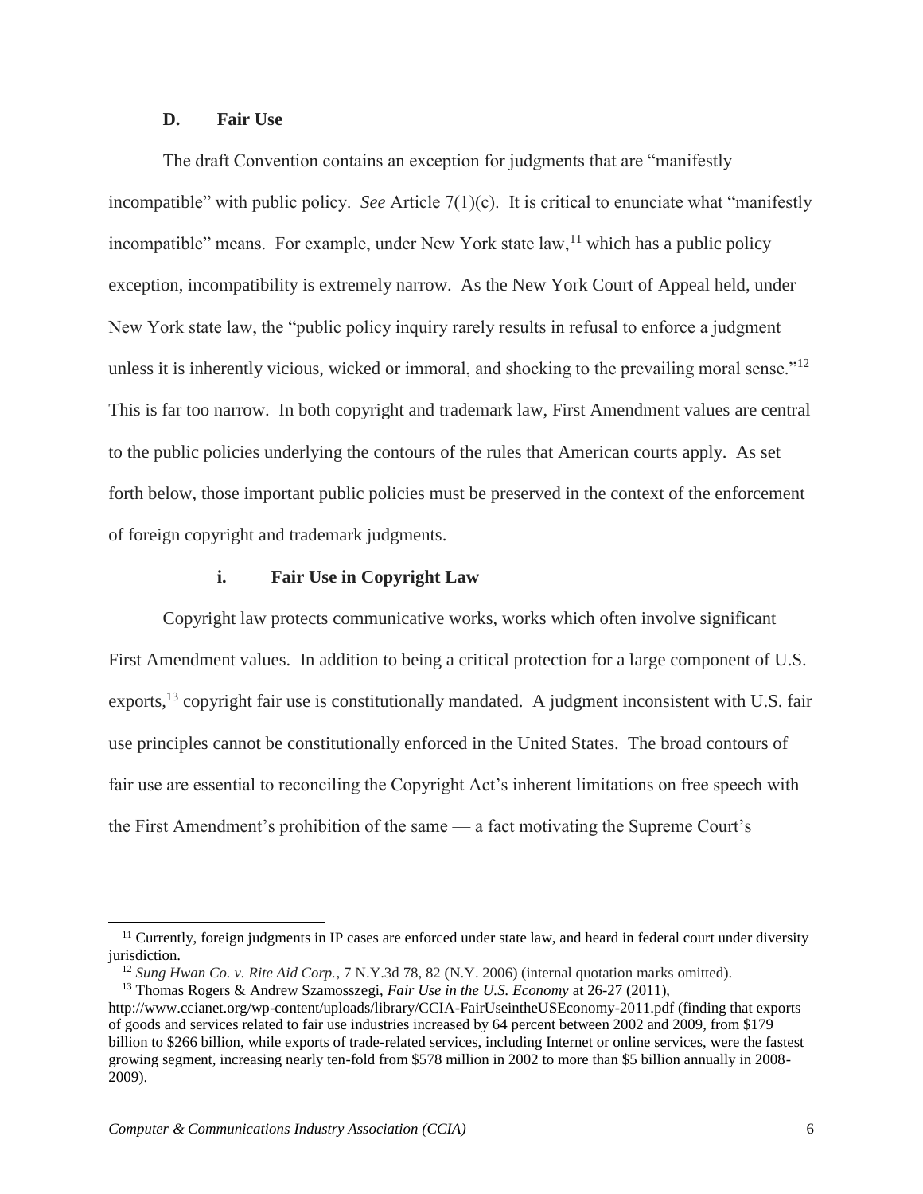### D. Fair Use

The draft Convention contains an exception for judgments that are "manifestly incompatible" with public policy. *See* Article 7(1)(c). It is critical to enunciate what "manifestly incompatible" means. For example, under New York state law,[11] which has a public policy exception, incompatibility is extremely narrow. As the New York Court of Appeal held, under New York state law, the "public policy inquiry rarely results in refusal to enforce a judgment unless it is inherently vicious, wicked or immoral, and shocking to the prevailing moral sense."[12] This is far too narrow. In both copyright and trademark law, First Amendment values are central to the public policies underlying the contours of the rules that American courts apply. As set forth below, those important public policies must be preserved in the context of the enforcement of foreign copyright and trademark judgments.

#### i. Fair Use in Copyright Law

Copyright law protects communicative works, works which often involve significant First Amendment values. In addition to being a critical protection for a large component of U.S. exports,[13] copyright fair use is constitutionally mandated. A judgment inconsistent with U.S. fair use principles cannot be constitutionally enforced in the United States. The broad contours of fair use are essential to reconciling the Copyright Act's inherent limitations on free speech with the First Amendment's prohibition of the same — a fact motivating the Supreme Court's

---

[11] Currently, foreign judgments in IP cases are enforced under state law, and heard in federal court under diversity jurisdiction.

[12] *Sung Hwan Co. v. Rite Aid Corp.*, 7 N.Y.3d 78, 82 (N.Y. 2006) (internal quotation marks omitted).

[13] Thomas Rogers & Andrew Szamosszegi, *Fair Use in the U.S. Economy* at 26-27 (2011), http://www.ccianet.org/wp-content/uploads/library/CCIA-FairUseintheUSEconomy-2011.pdf (finding that exports of goods and services related to fair use industries increased by 64 percent between 2002 and 2009, from $179 billion to $266 billion, while exports of trade-related services, including Internet or online services, were the fastest growing segment, increasing nearly ten-fold from $578 million in 2002 to more than $5 billion annually in 2008-2009).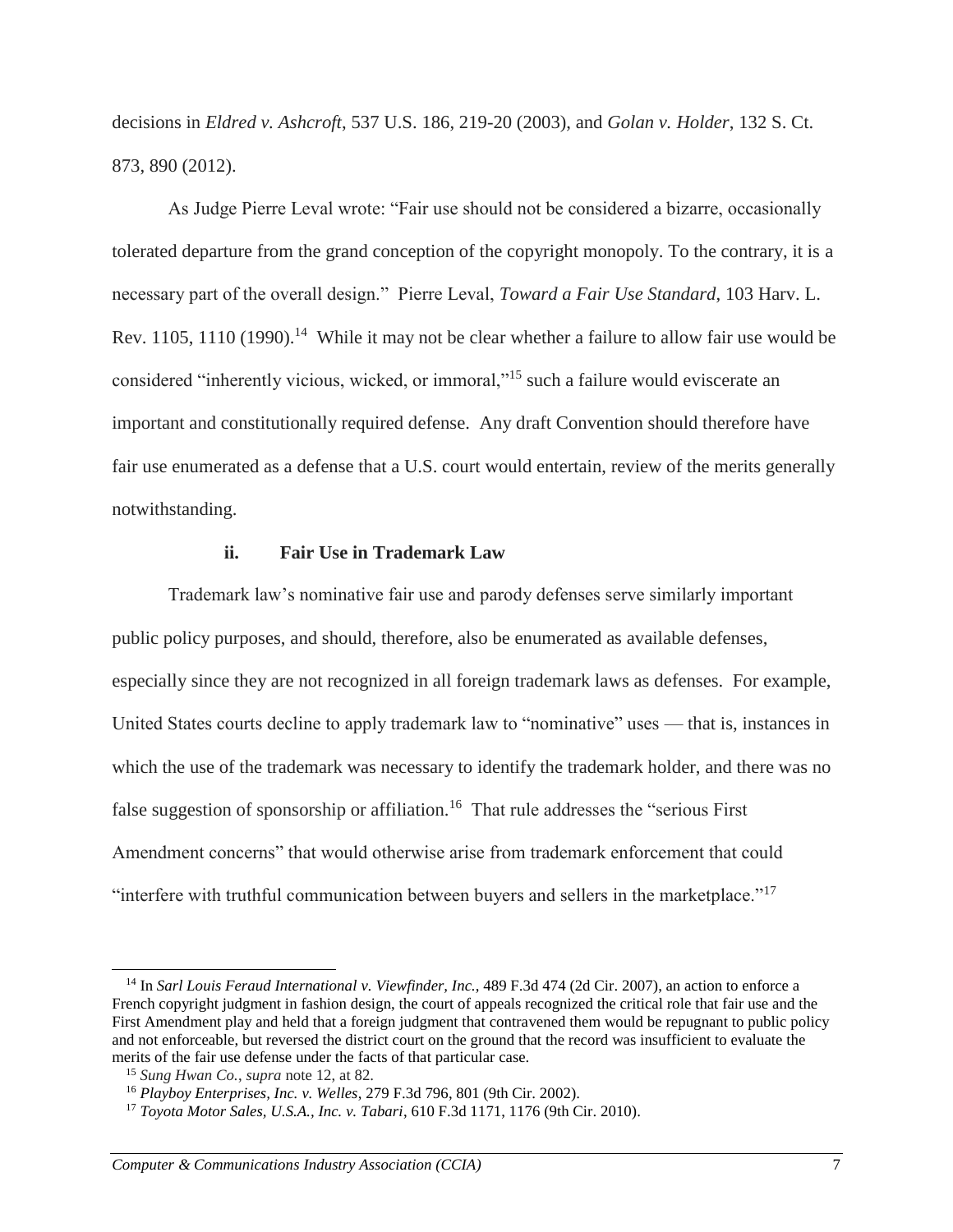decisions in *Eldred v. Ashcroft*, 537 U.S. 186, 219-20 (2003), and *Golan v. Holder*, 132 S. Ct. 873, 890 (2012).

As Judge Pierre Leval wrote: "Fair use should not be considered a bizarre, occasionally tolerated departure from the grand conception of the copyright monopoly. To the contrary, it is a necessary part of the overall design." Pierre Leval, *Toward a Fair Use Standard*, 103 Harv. L. Rev. 1105, 1110 (1990).[14] While it may not be clear whether a failure to allow fair use would be considered "inherently vicious, wicked, or immoral,"[15] such a failure would eviscerate an important and constitutionally required defense. Any draft Convention should therefore have fair use enumerated as a defense that a U.S. court would entertain, review of the merits generally notwithstanding.

#### ii. Fair Use in Trademark Law

Trademark law's nominative fair use and parody defenses serve similarly important public policy purposes, and should, therefore, also be enumerated as available defenses, especially since they are not recognized in all foreign trademark laws as defenses. For example, United States courts decline to apply trademark law to "nominative" uses — that is, instances in which the use of the trademark was necessary to identify the trademark holder, and there was no false suggestion of sponsorship or affiliation.[16] That rule addresses the "serious First Amendment concerns" that would otherwise arise from trademark enforcement that could "interfere with truthful communication between buyers and sellers in the marketplace."[17]

---

[14] In *Sarl Louis Feraud International v. Viewfinder, Inc.*, 489 F.3d 474 (2d Cir. 2007), an action to enforce a French copyright judgment in fashion design, the court of appeals recognized the critical role that fair use and the First Amendment play and held that a foreign judgment that contravened them would be repugnant to public policy and not enforceable, but reversed the district court on the ground that the record was insufficient to evaluate the merits of the fair use defense under the facts of that particular case.

[15] *Sung Hwan Co.*, *supra* note 12, at 82.

[16] *Playboy Enterprises, Inc. v. Welles*, 279 F.3d 796, 801 (9th Cir. 2002).

[17] *Toyota Motor Sales, U.S.A., Inc. v. Tabari*, 610 F.3d 1171, 1176 (9th Cir. 2010).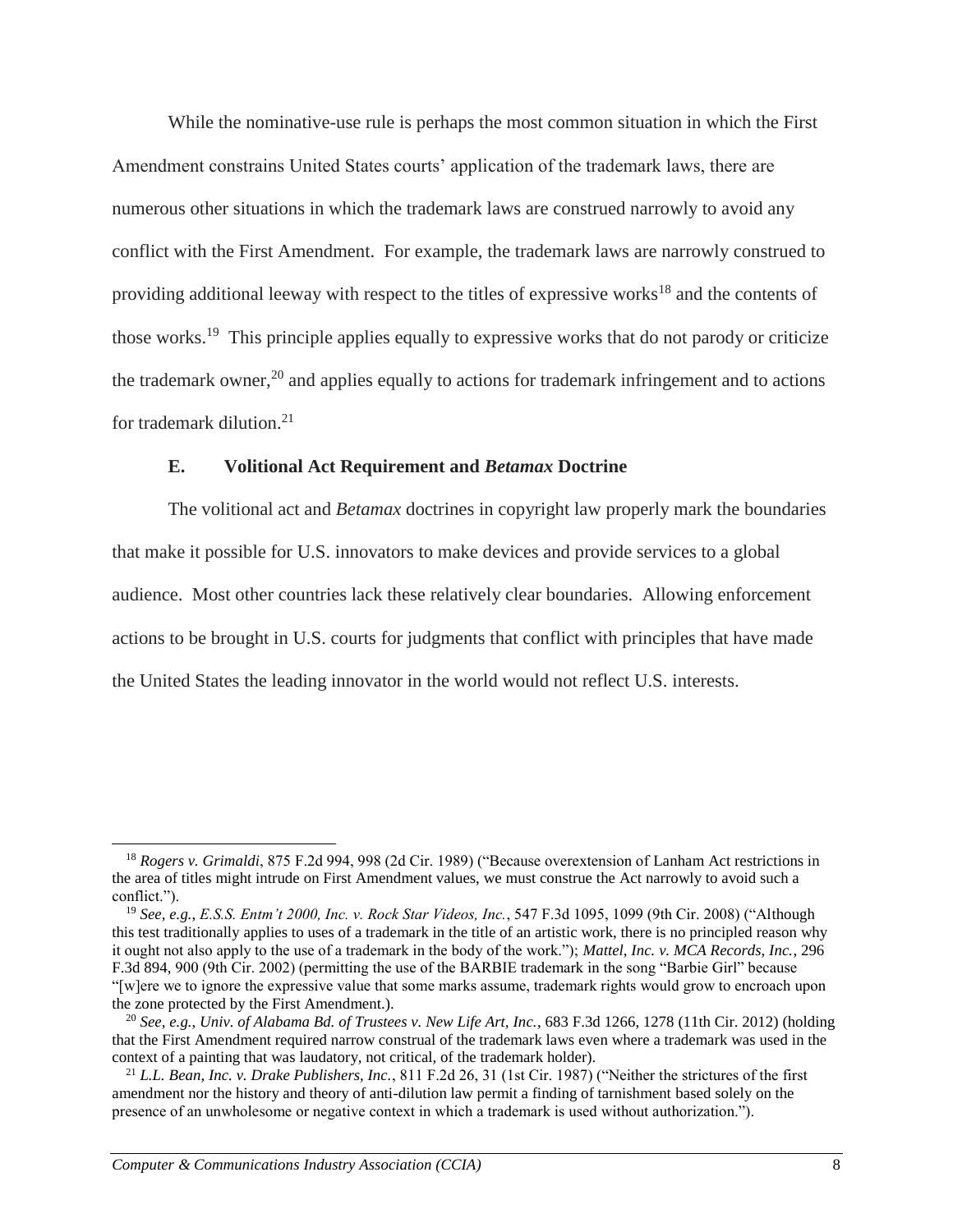While the nominative-use rule is perhaps the most common situation in which the First Amendment constrains United States courts' application of the trademark laws, there are numerous other situations in which the trademark laws are construed narrowly to avoid any conflict with the First Amendment. For example, the trademark laws are narrowly construed to providing additional leeway with respect to the titles of expressive works[18] and the contents of those works.[19] This principle applies equally to expressive works that do not parody or criticize the trademark owner,[20] and applies equally to actions for trademark infringement and to actions for trademark dilution.[21]

### E. Volitional Act Requirement and *Betamax* Doctrine

The volitional act and *Betamax* doctrines in copyright law properly mark the boundaries that make it possible for U.S. innovators to make devices and provide services to a global audience. Most other countries lack these relatively clear boundaries. Allowing enforcement actions to be brought in U.S. courts for judgments that conflict with principles that have made the United States the leading innovator in the world would not reflect U.S. interests.

---

[18] *Rogers v. Grimaldi*, 875 F.2d 994, 998 (2d Cir. 1989) ("Because overextension of Lanham Act restrictions in the area of titles might intrude on First Amendment values, we must construe the Act narrowly to avoid such a conflict.").

[19] *See, e.g.*, *E.S.S. Entm't 2000, Inc. v. Rock Star Videos, Inc.*, 547 F.3d 1095, 1099 (9th Cir. 2008) ("Although this test traditionally applies to uses of a trademark in the title of an artistic work, there is no principled reason why it ought not also apply to the use of a trademark in the body of the work."); *Mattel, Inc. v. MCA Records, Inc.*, 296 F.3d 894, 900 (9th Cir. 2002) (permitting the use of the BARBIE trademark in the song "Barbie Girl" because "[w]ere we to ignore the expressive value that some marks assume, trademark rights would grow to encroach upon the zone protected by the First Amendment.).

[20] *See, e.g.*, *Univ. of Alabama Bd. of Trustees v. New Life Art, Inc.*, 683 F.3d 1266, 1278 (11th Cir. 2012) (holding that the First Amendment required narrow construal of the trademark laws even where a trademark was used in the context of a painting that was laudatory, not critical, of the trademark holder).

[21] *L.L. Bean, Inc. v. Drake Publishers, Inc.*, 811 F.2d 26, 31 (1st Cir. 1987) ("Neither the strictures of the first amendment nor the history and theory of anti-dilution law permit a finding of tarnishment based solely on the presence of an unwholesome or negative context in which a trademark is used without authorization.").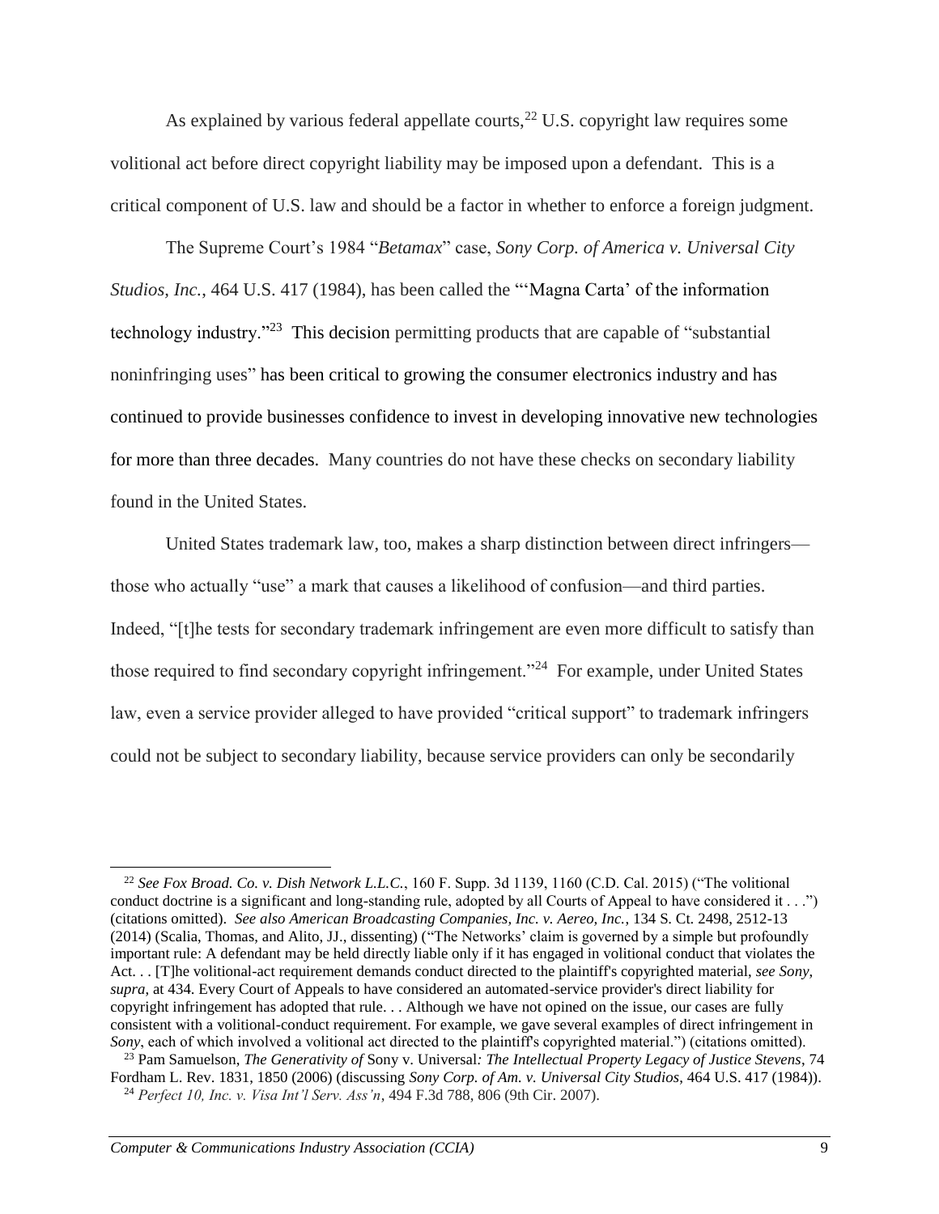As explained by various federal appellate courts,[22] U.S. copyright law requires some volitional act before direct copyright liability may be imposed upon a defendant. This is a critical component of U.S. law and should be a factor in whether to enforce a foreign judgment.

The Supreme Court's 1984 "*Betamax*" case, *Sony Corp. of America v. Universal City Studios, Inc.*, 464 U.S. 417 (1984), has been called the "'Magna Carta' of the information technology industry."[23] This decision permitting products that are capable of "substantial noninfringing uses" has been critical to growing the consumer electronics industry and has continued to provide businesses confidence to invest in developing innovative new technologies for more than three decades. Many countries do not have these checks on secondary liability found in the United States.

United States trademark law, too, makes a sharp distinction between direct infringers—those who actually "use" a mark that causes a likelihood of confusion—and third parties. Indeed, "[t]he tests for secondary trademark infringement are even more difficult to satisfy than those required to find secondary copyright infringement."[24] For example, under United States law, even a service provider alleged to have provided "critical support" to trademark infringers could not be subject to secondary liability, because service providers can only be secondarily

---

[22] *See Fox Broad. Co. v. Dish Network L.L.C.*, 160 F. Supp. 3d 1139, 1160 (C.D. Cal. 2015) ("The volitional conduct doctrine is a significant and long-standing rule, adopted by all Courts of Appeal to have considered it . . .") (citations omitted). *See also American Broadcasting Companies, Inc. v. Aereo, Inc.*, 134 S. Ct. 2498, 2512-13 (2014) (Scalia, Thomas, and Alito, JJ., dissenting) ("The Networks' claim is governed by a simple but profoundly important rule: A defendant may be held directly liable only if it has engaged in volitional conduct that violates the Act. . . [T]he volitional-act requirement demands conduct directed to the plaintiff's copyrighted material, *see Sony*, *supra*, at 434. Every Court of Appeals to have considered an automated-service provider's direct liability for copyright infringement has adopted that rule. . . Although we have not opined on the issue, our cases are fully consistent with a volitional-conduct requirement. For example, we gave several examples of direct infringement in *Sony*, each of which involved a volitional act directed to the plaintiff's copyrighted material.") (citations omitted).

[23] Pam Samuelson, *The Generativity of* Sony v. Universal*: The Intellectual Property Legacy of Justice Stevens*, 74 Fordham L. Rev. 1831, 1850 (2006) (discussing *Sony Corp. of Am. v. Universal City Studios*, 464 U.S. 417 (1984)).

[24] *Perfect 10, Inc. v. Visa Int'l Serv. Ass'n*, 494 F.3d 788, 806 (9th Cir. 2007).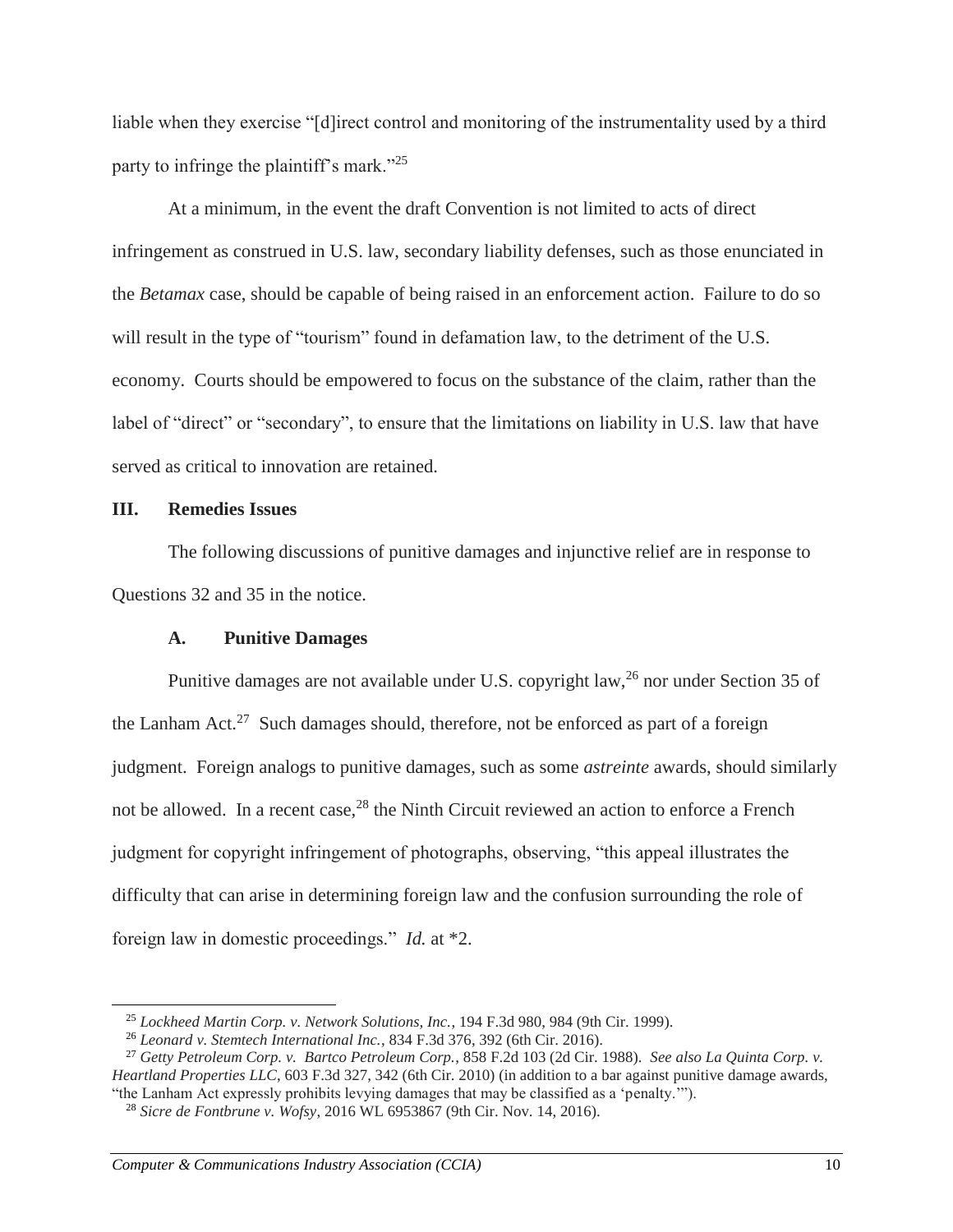liable when they exercise "[d]irect control and monitoring of the instrumentality used by a third party to infringe the plaintiff's mark."[25]

At a minimum, in the event the draft Convention is not limited to acts of direct infringement as construed in U.S. law, secondary liability defenses, such as those enunciated in the *Betamax* case, should be capable of being raised in an enforcement action. Failure to do so will result in the type of "tourism" found in defamation law, to the detriment of the U.S. economy. Courts should be empowered to focus on the substance of the claim, rather than the label of "direct" or "secondary", to ensure that the limitations on liability in U.S. law that have served as critical to innovation are retained.

## III. Remedies Issues

The following discussions of punitive damages and injunctive relief are in response to Questions 32 and 35 in the notice.

### A. Punitive Damages

Punitive damages are not available under U.S. copyright law,[26] nor under Section 35 of the Lanham Act.[27] Such damages should, therefore, not be enforced as part of a foreign judgment. Foreign analogs to punitive damages, such as some *astreinte* awards, should similarly not be allowed. In a recent case,[28] the Ninth Circuit reviewed an action to enforce a French judgment for copyright infringement of photographs, observing, "this appeal illustrates the difficulty that can arise in determining foreign law and the confusion surrounding the role of foreign law in domestic proceedings." *Id.* at *2.

---

[25] *Lockheed Martin Corp. v. Network Solutions, Inc.*, 194 F.3d 980, 984 (9th Cir. 1999).

[26] *Leonard v. Stemtech International Inc.*, 834 F.3d 376, 392 (6th Cir. 2016).

[27] *Getty Petroleum Corp. v. Bartco Petroleum Corp.*, 858 F.2d 103 (2d Cir. 1988). *See also La Quinta Corp. v. Heartland Properties LLC*, 603 F.3d 327, 342 (6th Cir. 2010) (in addition to a bar against punitive damage awards, "the Lanham Act expressly prohibits levying damages that may be classified as a 'penalty.'").

[28] *Sicre de Fontbrune v. Wofsy*, 2016 WL 6953867 (9th Cir. Nov. 14, 2016).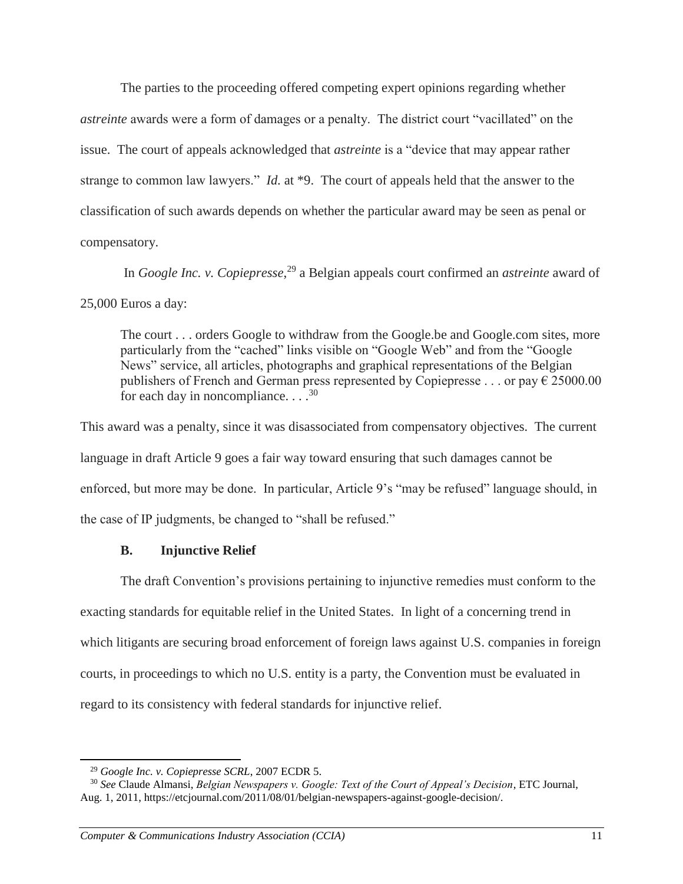The parties to the proceeding offered competing expert opinions regarding whether *astreinte* awards were a form of damages or a penalty. The district court "vacillated" on the issue. The court of appeals acknowledged that *astreinte* is a "device that may appear rather strange to common law lawyers." *Id.* at *9. The court of appeals held that the answer to the classification of such awards depends on whether the particular award may be seen as penal or compensatory.

In *Google Inc. v. Copiepresse*,[29] a Belgian appeals court confirmed an *astreinte* award of 25,000 Euros a day:

> The court . . . orders Google to withdraw from the Google.be and Google.com sites, more particularly from the "cached" links visible on "Google Web" and from the "Google News" service, all articles, photographs and graphical representations of the Belgian publishers of French and German press represented by Copiepresse . . . or pay € 25000.00 for each day in noncompliance. . . .[30]

This award was a penalty, since it was disassociated from compensatory objectives. The current language in draft Article 9 goes a fair way toward ensuring that such damages cannot be enforced, but more may be done. In particular, Article 9's "may be refused" language should, in the case of IP judgments, be changed to "shall be refused."

### B. Injunctive Relief

The draft Convention's provisions pertaining to injunctive remedies must conform to the exacting standards for equitable relief in the United States. In light of a concerning trend in which litigants are securing broad enforcement of foreign laws against U.S. companies in foreign courts, in proceedings to which no U.S. entity is a party, the Convention must be evaluated in regard to its consistency with federal standards for injunctive relief.

---

[29] *Google Inc. v. Copiepresse SCRL*, 2007 ECDR 5.

[30] *See* Claude Almansi, *Belgian Newspapers v. Google: Text of the Court of Appeal's Decision*, ETC Journal, Aug. 1, 2011, https://etcjournal.com/2011/08/01/belgian-newspapers-against-google-decision/.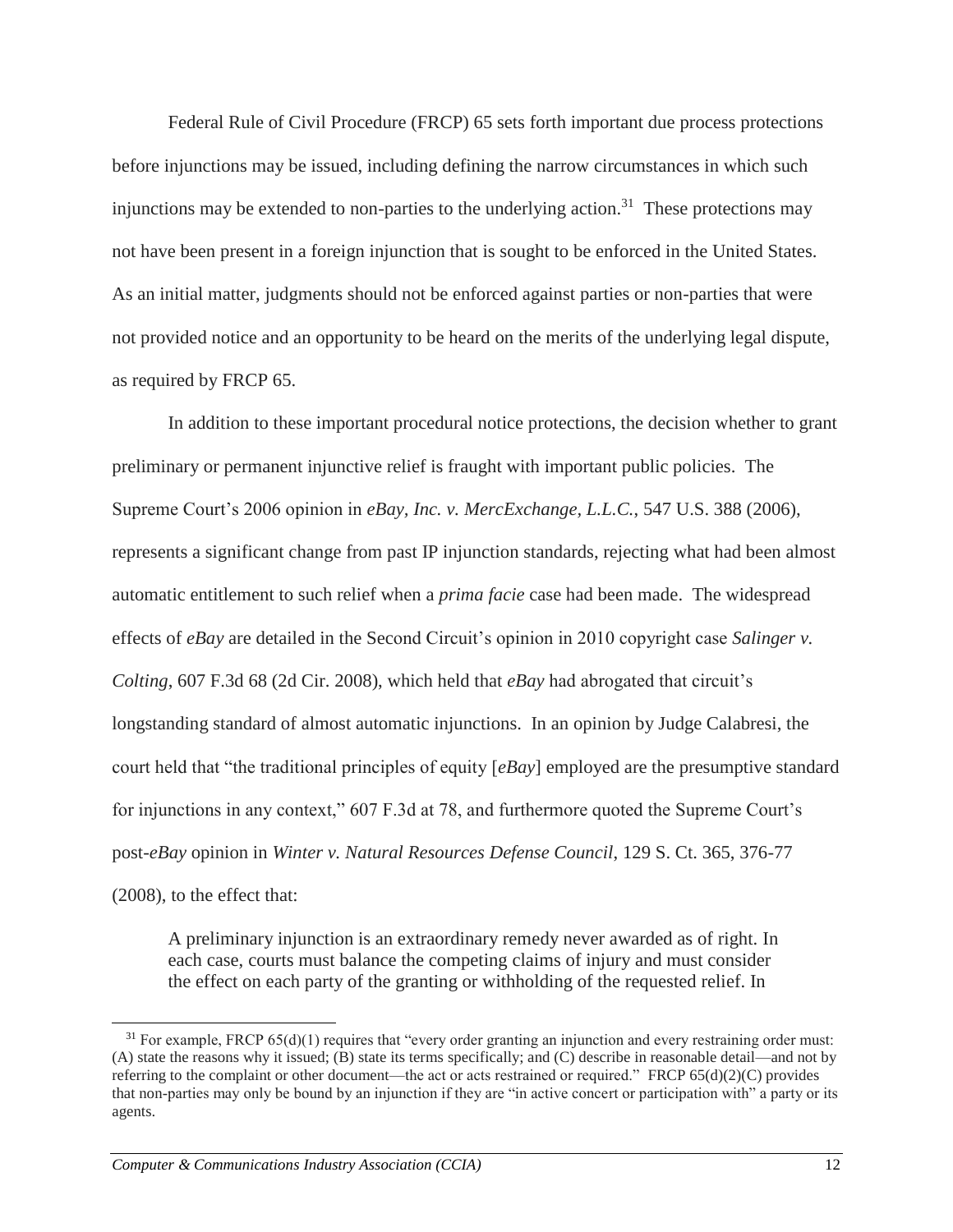Federal Rule of Civil Procedure (FRCP) 65 sets forth important due process protections before injunctions may be issued, including defining the narrow circumstances in which such injunctions may be extended to non-parties to the underlying action.[31] These protections may not have been present in a foreign injunction that is sought to be enforced in the United States. As an initial matter, judgments should not be enforced against parties or non-parties that were not provided notice and an opportunity to be heard on the merits of the underlying legal dispute, as required by FRCP 65.

In addition to these important procedural notice protections, the decision whether to grant preliminary or permanent injunctive relief is fraught with important public policies. The Supreme Court's 2006 opinion in *eBay, Inc. v. MercExchange, L.L.C.*, 547 U.S. 388 (2006), represents a significant change from past IP injunction standards, rejecting what had been almost automatic entitlement to such relief when a *prima facie* case had been made. The widespread effects of *eBay* are detailed in the Second Circuit's opinion in 2010 copyright case *Salinger v. Colting*, 607 F.3d 68 (2d Cir. 2008), which held that *eBay* had abrogated that circuit's longstanding standard of almost automatic injunctions. In an opinion by Judge Calabresi, the court held that "the traditional principles of equity [*eBay*] employed are the presumptive standard for injunctions in any context," 607 F.3d at 78, and furthermore quoted the Supreme Court's post-*eBay* opinion in *Winter v. Natural Resources Defense Council*, 129 S. Ct. 365, 376-77 (2008), to the effect that:

> A preliminary injunction is an extraordinary remedy never awarded as of right. In each case, courts must balance the competing claims of injury and must consider the effect on each party of the granting or withholding of the requested relief. In

---

[31] For example, FRCP 65(d)(1) requires that "every order granting an injunction and every restraining order must: (A) state the reasons why it issued; (B) state its terms specifically; and (C) describe in reasonable detail—and not by referring to the complaint or other document—the act or acts restrained or required." FRCP 65(d)(2)(C) provides that non-parties may only be bound by an injunction if they are "in active concert or participation with" a party or its agents.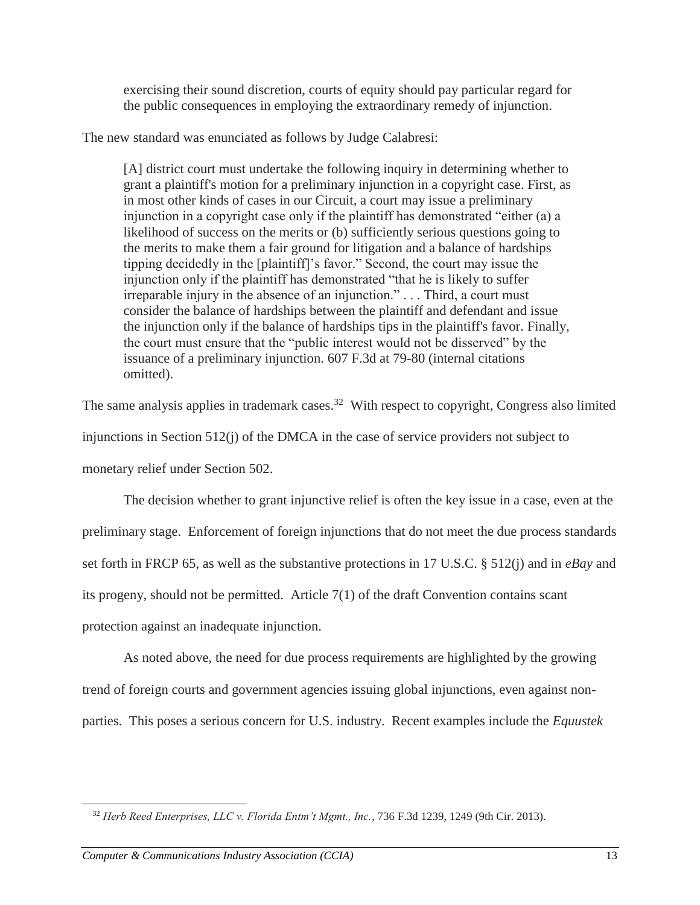> exercising their sound discretion, courts of equity should pay particular regard for the public consequences in employing the extraordinary remedy of injunction.

The new standard was enunciated as follows by Judge Calabresi:

> [A] district court must undertake the following inquiry in determining whether to grant a plaintiff's motion for a preliminary injunction in a copyright case. First, as in most other kinds of cases in our Circuit, a court may issue a preliminary injunction in a copyright case only if the plaintiff has demonstrated "either (a) a likelihood of success on the merits or (b) sufficiently serious questions going to the merits to make them a fair ground for litigation and a balance of hardships tipping decidedly in the [plaintiff]'s favor." Second, the court may issue the injunction only if the plaintiff has demonstrated "that he is likely to suffer irreparable injury in the absence of an injunction." . . . Third, a court must consider the balance of hardships between the plaintiff and defendant and issue the injunction only if the balance of hardships tips in the plaintiff's favor. Finally, the court must ensure that the "public interest would not be disserved" by the issuance of a preliminary injunction. 607 F.3d at 79-80 (internal citations omitted).

The same analysis applies in trademark cases.[32] With respect to copyright, Congress also limited injunctions in Section 512(j) of the DMCA in the case of service providers not subject to monetary relief under Section 502.

The decision whether to grant injunctive relief is often the key issue in a case, even at the preliminary stage. Enforcement of foreign injunctions that do not meet the due process standards set forth in FRCP 65, as well as the substantive protections in 17 U.S.C. § 512(j) and in *eBay* and its progeny, should not be permitted. Article 7(1) of the draft Convention contains scant protection against an inadequate injunction.

As noted above, the need for due process requirements are highlighted by the growing trend of foreign courts and government agencies issuing global injunctions, even against non-parties. This poses a serious concern for U.S. industry. Recent examples include the *Equustek*

---

[32] *Herb Reed Enterprises, LLC v. Florida Entm't Mgmt., Inc.*, 736 F.3d 1239, 1249 (9th Cir. 2013).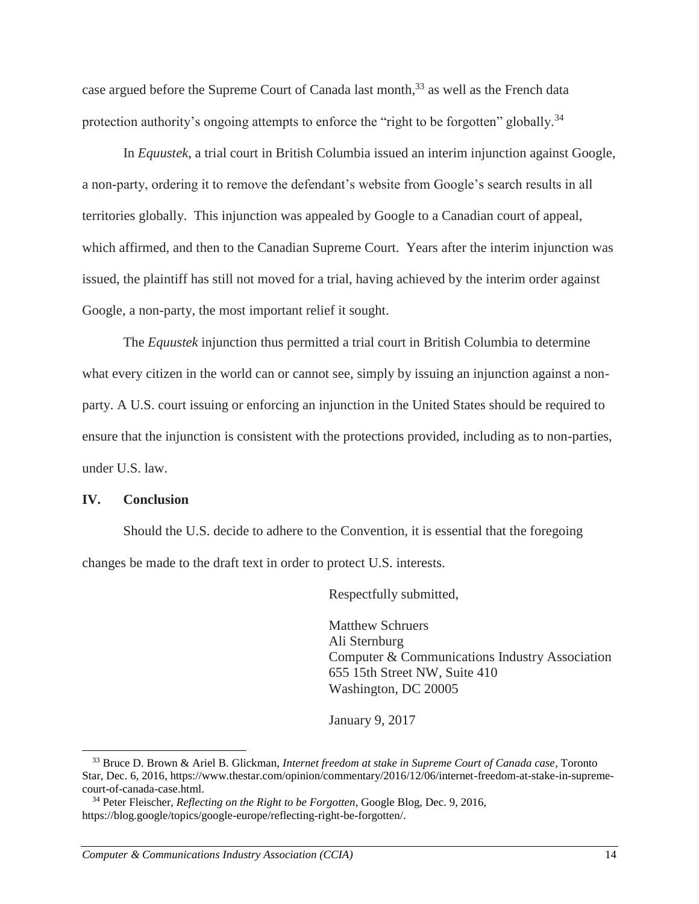case argued before the Supreme Court of Canada last month,[33] as well as the French data protection authority's ongoing attempts to enforce the "right to be forgotten" globally.[34]

In *Equustek*, a trial court in British Columbia issued an interim injunction against Google, a non-party, ordering it to remove the defendant's website from Google's search results in all territories globally. This injunction was appealed by Google to a Canadian court of appeal, which affirmed, and then to the Canadian Supreme Court. Years after the interim injunction was issued, the plaintiff has still not moved for a trial, having achieved by the interim order against Google, a non-party, the most important relief it sought.

The *Equustek* injunction thus permitted a trial court in British Columbia to determine what every citizen in the world can or cannot see, simply by issuing an injunction against a non-party. A U.S. court issuing or enforcing an injunction in the United States should be required to ensure that the injunction is consistent with the protections provided, including as to non-parties, under U.S. law.

## IV. Conclusion

Should the U.S. decide to adhere to the Convention, it is essential that the foregoing changes be made to the draft text in order to protect U.S. interests.

Respectfully submitted,

Matthew Schruers
Ali Sternburg
Computer & Communications Industry Association
655 15th Street NW, Suite 410
Washington, DC 20005

January 9, 2017

---

[33] Bruce D. Brown & Ariel B. Glickman, *Internet freedom at stake in Supreme Court of Canada case*, Toronto Star, Dec. 6, 2016, https://www.thestar.com/opinion/commentary/2016/12/06/internet-freedom-at-stake-in-supreme-court-of-canada-case.html.

[34] Peter Fleischer, *Reflecting on the Right to be Forgotten*, Google Blog, Dec. 9, 2016, https://blog.google/topics/google-europe/reflecting-right-be-forgotten/.